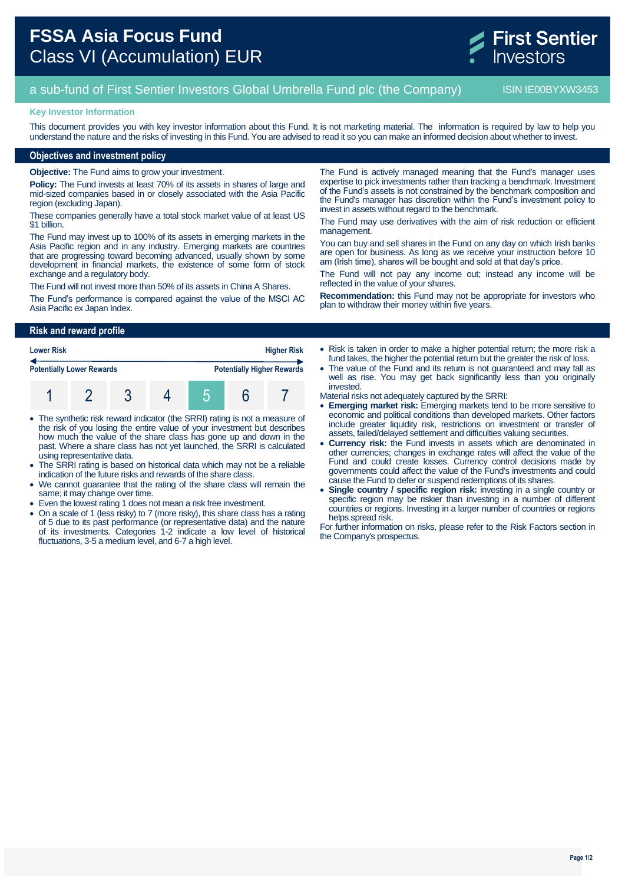# FSSA Asia Focus Fund
## Class VI (Accumulation) EUR

First Sentier Investors

a sub-fund of First Sentier Investors Global Umbrella Fund plc (the Company) ISIN IE00BYXW3453

**Key Investor Information**

This document provides you with key investor information about this Fund. It is not marketing material. The information is required by law to help you understand the nature and the risks of investing in this Fund. You are advised to read it so you can make an informed decision about whether to invest.

## Objectives and investment policy

**Objective:** The Fund aims to grow your investment.

**Policy:** The Fund invests at least 70% of its assets in shares of large and mid-sized companies based in or closely associated with the Asia Pacific region (excluding Japan).

These companies generally have a total stock market value of at least US $1 billion.

The Fund may invest up to 100% of its assets in emerging markets in the Asia Pacific region and in any industry. Emerging markets are countries that are progressing toward becoming advanced, usually shown by some development in financial markets, the existence of some form of stock exchange and a regulatory body.

The Fund will not invest more than 50% of its assets in China A Shares.

The Fund's performance is compared against the value of the MSCI AC Asia Pacific ex Japan Index.

The Fund is actively managed meaning that the Fund's manager uses expertise to pick investments rather than tracking a benchmark. Investment of the Fund's assets is not constrained by the benchmark composition and the Fund's manager has discretion within the Fund's investment policy to invest in assets without regard to the benchmark.

The Fund may use derivatives with the aim of risk reduction or efficient management.

You can buy and sell shares in the Fund on any day on which Irish banks are open for business. As long as we receive your instruction before 10 am (Irish time), shares will be bought and sold at that day's price.

The Fund will not pay any income out; instead any income will be reflected in the value of your shares.

**Recommendation:** this Fund may not be appropriate for investors who plan to withdraw their money within five years.

## Risk and reward profile

| Lower Risk | | | | | | Higher Risk |
|---|---|---|---|---|---|---|
| Potentially Lower Rewards | | | | | | Potentially Higher Rewards |
| 1 | 2 | 3 | 4 | **5** | 6 | 7 |

- The synthetic risk reward indicator (the SRRI) rating is not a measure of the risk of you losing the entire value of your investment but describes how much the value of the share class has gone up and down in the past. Where a share class has not yet launched, the SRRI is calculated using representative data.
- The SRRI rating is based on historical data which may not be a reliable indication of the future risks and rewards of the share class.
- We cannot guarantee that the rating of the share class will remain the same; it may change over time.
- Even the lowest rating 1 does not mean a risk free investment.
- On a scale of 1 (less risky) to 7 (more risky), this share class has a rating of 5 due to its past performance (or representative data) and the nature of its investments. Categories 1-2 indicate a low level of historical fluctuations, 3-5 a medium level, and 6-7 a high level.
- Risk is taken in order to make a higher potential return; the more risk a fund takes, the higher the potential return but the greater the risk of loss.
- The value of the Fund and its return is not guaranteed and may fall as well as rise. You may get back significantly less than you originally invested.

Material risks not adequately captured by the SRRI:

- **Emerging market risk:** Emerging markets tend to be more sensitive to economic and political conditions than developed markets. Other factors include greater liquidity risk, restrictions on investment or transfer of assets, failed/delayed settlement and difficulties valuing securities.
- **Currency risk:** the Fund invests in assets which are denominated in other currencies; changes in exchange rates will affect the value of the Fund and could create losses. Currency control decisions made by governments could affect the value of the Fund's investments and could cause the Fund to defer or suspend redemptions of its shares.
- **Single country / specific region risk:** investing in a single country or specific region may be riskier than investing in a number of different countries or regions. Investing in a larger number of countries or regions helps spread risk.

For further information on risks, please refer to the Risk Factors section in the Company's prospectus.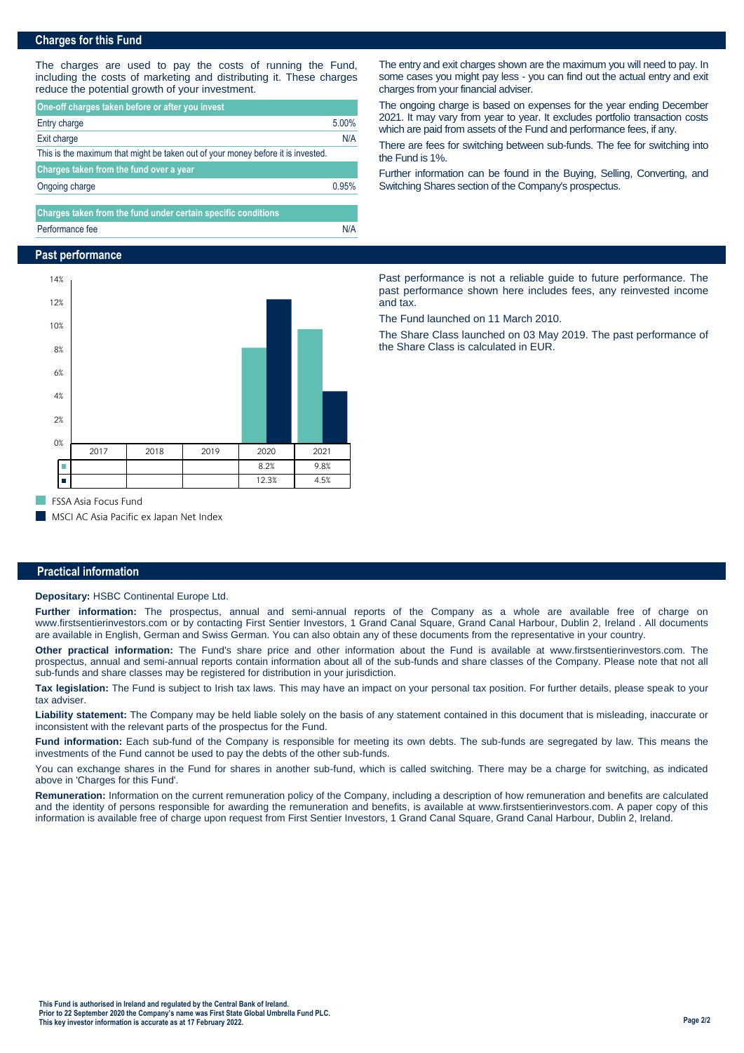## Charges for this Fund

The charges are used to pay the costs of running the Fund, including the costs of marketing and distributing it. These charges reduce the potential growth of your investment.

| One-off charges taken before or after you invest | |
|---|---|
| Entry charge | 5.00% |
| Exit charge | N/A |
| This is the maximum that might be taken out of your money before it is invested. | |
| **Charges taken from the fund over a year** | |
| Ongoing charge | 0.95% |
| **Charges taken from the fund under certain specific conditions** | |
| Performance fee | N/A |

The entry and exit charges shown are the maximum you will need to pay. In some cases you might pay less - you can find out the actual entry and exit charges from your financial adviser.

The ongoing charge is based on expenses for the year ending December 2021. It may vary from year to year. It excludes portfolio transaction costs which are paid from assets of the Fund and performance fees, if any.

There are fees for switching between sub-funds. The fee for switching into the Fund is 1%.

Further information can be found in the Buying, Selling, Converting, and Switching Shares section of the Company's prospectus.

## Past performance

14%
12%
10%
8%
6%
4%
2%
0%

2017 2018 2019 2020 2021

FSSA Asia Focus Fund: 8.2% (2020), 9.8% (2021)

MSCI AC Asia Pacific ex Japan Net Index: 12.3% (2020), 4.5% (2021)

Past performance is not a reliable guide to future performance. The past performance shown here includes fees, any reinvested income and tax.

The Fund launched on 11 March 2010.

The Share Class launched on 03 May 2019. The past performance of the Share Class is calculated in EUR.

## Practical information

**Depositary:** HSBC Continental Europe Ltd.

**Further information:** The prospectus, annual and semi-annual reports of the Company as a whole are available free of charge on www.firstsentierinvestors.com or by contacting First Sentier Investors, 1 Grand Canal Square, Grand Canal Harbour, Dublin 2, Ireland . All documents are available in English, German and Swiss German. You can also obtain any of these documents from the representative in your country.

**Other practical information:** The Fund's share price and other information about the Fund is available at www.firstsentierinvestors.com. The prospectus, annual and semi-annual reports contain information about all of the sub-funds and share classes of the Company. Please note that not all sub-funds and share classes may be registered for distribution in your jurisdiction.

**Tax legislation:** The Fund is subject to Irish tax laws. This may have an impact on your personal tax position. For further details, please speak to your tax adviser.

**Liability statement:** The Company may be held liable solely on the basis of any statement contained in this document that is misleading, inaccurate or inconsistent with the relevant parts of the prospectus for the Fund.

**Fund information:** Each sub-fund of the Company is responsible for meeting its own debts. The sub-funds are segregated by law. This means the investments of the Fund cannot be used to pay the debts of the other sub-funds.

You can exchange shares in the Fund for shares in another sub-fund, which is called switching. There may be a charge for switching, as indicated above in 'Charges for this Fund'.

**Remuneration:** Information on the current remuneration policy of the Company, including a description of how remuneration and benefits are calculated and the identity of persons responsible for awarding the remuneration and benefits, is available at www.firstsentierinvestors.com. A paper copy of this information is available free of charge upon request from First Sentier Investors, 1 Grand Canal Square, Grand Canal Harbour, Dublin 2, Ireland.

**This Fund is authorised in Ireland and regulated by the Central Bank of Ireland.**
**Prior to 22 September 2020 the Company's name was First State Global Umbrella Fund PLC.**
**This key investor information is accurate as at 17 February 2022.**